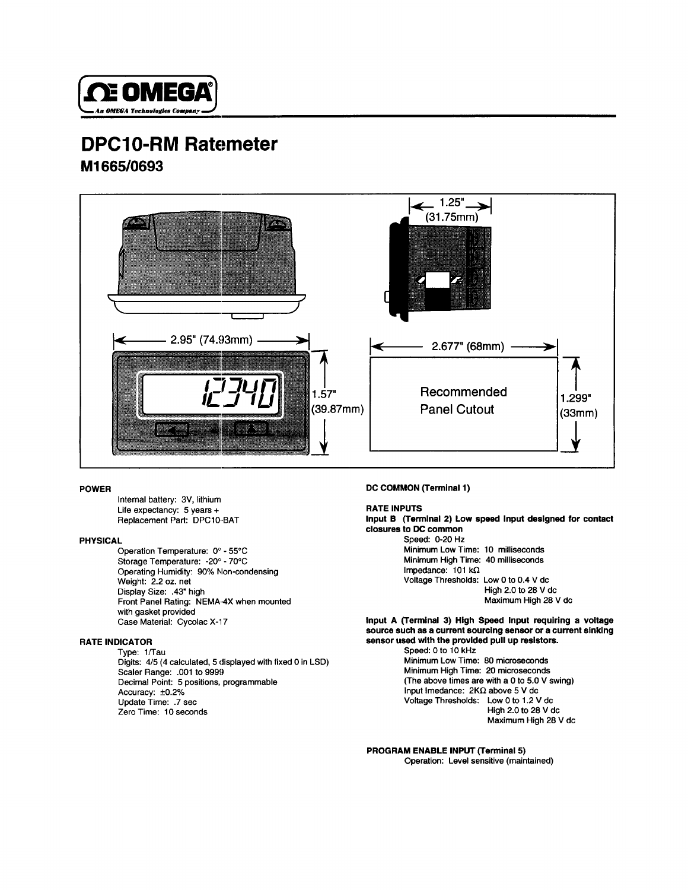OMEGA
An OMEGA Technologies Company

# DPC10-RM Ratemeter

## M1665/0693

1.25" (31.75mm)

2.95" (74.93mm)

1.57" (39.87mm)

2.677" (68mm)

Recommended Panel Cutout

1.299" (33mm)

**POWER**

Internal battery: 3V, lithium
Life expectancy: 5 years +
Replacement Part: DPC10-BAT

**PHYSICAL**

Operation Temperature: 0° - 55°C
Storage Temperature: -20° - 70°C
Operating Humidity: 90% Non-condensing
Weight: 2.2 oz. net
Display Size: .43" high
Front Panel Rating: NEMA-4X when mounted with gasket provided
Case Material: Cycolac X-17

**RATE INDICATOR**

Type: 1/Tau
Digits: 4/5 (4 calculated, 5 displayed with fixed 0 in LSD)
Scaler Range: .001 to 9999
Decimal Point: 5 positions, programmable
Accuracy: ±0.2%
Update Time: .7 sec
Zero Time: 10 seconds

**DC COMMON (Terminal 1)**

**RATE INPUTS**

**Input B (Terminal 2) Low speed Input designed for contact closures to DC common**

Speed: 0-20 Hz
Minimum Low Time: 10 milliseconds
Minimum High Time: 40 milliseconds
Impedance: 101 kΩ
Voltage Thresholds: Low 0 to 0.4 V dc
High 2.0 to 28 V dc
Maximum High 28 V dc

**Input A (Terminal 3) High Speed Input requiring a voltage source such as a current sourcing sensor or a current sinking sensor used with the provided pull up resistors.**

Speed: 0 to 10 kHz
Minimum Low Time: 80 microseconds
Minimum High Time: 20 microseconds
(The above times are with a 0 to 5.0 V swing)
Input Imedance: 2KΩ above 5 V dc
Voltage Thresholds: Low 0 to 1.2 V dc
High 2.0 to 28 V dc
Maximum High 28 V dc

**PROGRAM ENABLE INPUT (Terminal 5)**

Operation: Level sensitive (maintained)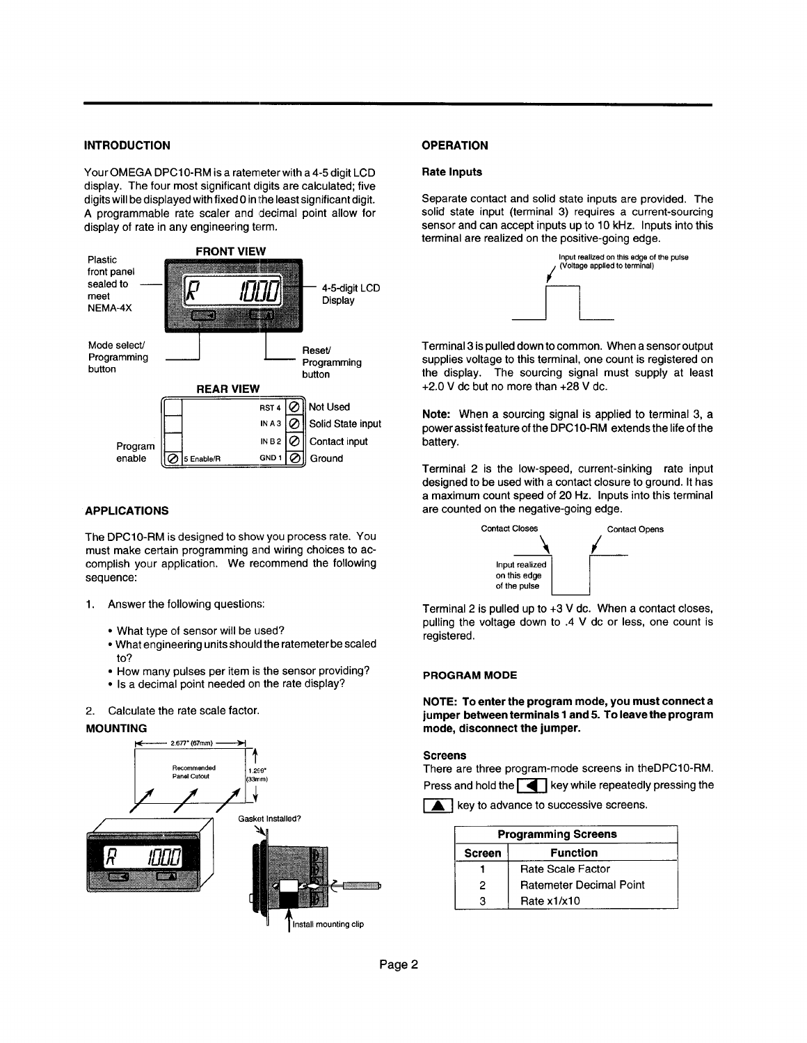## INTRODUCTION

Your OMEGA DPC10-RM is a ratemeter with a 4-5 digit LCD display. The four most significant digits are calculated; five digits will be displayed with fixed 0 in the least significant digit. A programmable rate scaler and decimal point allow for display of rate in any engineering term.

FRONT VIEW

Plastic front panel sealed to meet NEMA-4X

4-5-digit LCD Display

Mode select/ Programming button

Reset/ Programming button

REAR VIEW

| | Terminal | Function |
|---|---|---|
| | RST 4 | Not Used |
| | IN A 3 | Solid State input |
| | IN B 2 | Contact input |
| Program enable | 5 Enable/R / GND 1 | Ground |

## APPLICATIONS

The DPC10-RM is designed to show you process rate. You must make certain programming and wiring choices to accomplish your application. We recommend the following sequence:

1. Answer the following questions:
   - What type of sensor will be used?
   - What engineering units should the ratemeter be scaled to?
   - How many pulses per item is the sensor providing?
   - Is a decimal point needed on the rate display?
2. Calculate the rate scale factor.

## MOUNTING

2.677" (67mm)

Recommended Panel Cutout

1.299" (33mm)

Gasket Installed?

Install mounting clip

## OPERATION

### Rate Inputs

Separate contact and solid state inputs are provided. The solid state input (terminal 3) requires a current-sourcing sensor and can accept inputs up to 10 kHz. Inputs into this terminal are realized on the positive-going edge.

Input realized on this edge of the pulse (Voltage applied to terminal)

Terminal 3 is pulled down to common. When a sensor output supplies voltage to this terminal, one count is registered on the display. The sourcing signal must supply at least +2.0 V dc but no more than +28 V dc.

**Note:** When a sourcing signal is applied to terminal 3, a power assist feature of the DPC10-RM extends the life of the battery.

Terminal 2 is the low-speed, current-sinking rate input designed to be used with a contact closure to ground. It has a maximum count speed of 20 Hz. Inputs into this terminal are counted on the negative-going edge.

Contact Closes — Contact Opens

Input realized on this edge of the pulse

Terminal 2 is pulled up to +3 V dc. When a contact closes, pulling the voltage down to .4 V dc or less, one count is registered.

### PROGRAM MODE

**NOTE: To enter the program mode, you must connect a jumper between terminals 1 and 5. To leave the program mode, disconnect the jumper.**

### Screens

There are three program-mode screens in theDPC10-RM. Press and hold the [◄] key while repeatedly pressing the [▲] key to advance to successive screens.

| Programming Screens | |
|---|---|
| **Screen** | **Function** |
| 1 | Rate Scale Factor |
| 2 | Ratemeter Decimal Point |
| 3 | Rate x1/x10 |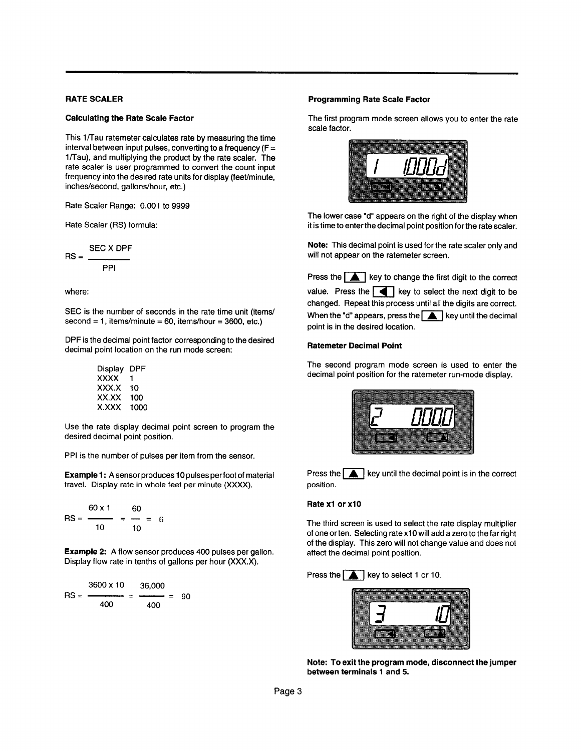## RATE SCALER

### Calculating the Rate Scale Factor

This 1/Tau ratemeter calculates rate by measuring the time interval between input pulses, converting to a frequency (F = 1/Tau), and multiplying the product by the rate scaler. The rate scaler is user programmed to convert the count input frequency into the desired rate units for display (feet/minute, inches/second, gallons/hour, etc.)

Rate Scaler Range: 0.001 to 9999

Rate Scaler (RS) formula:

$$RS = \frac{SEC \times DPF}{PPI}$$

where:

SEC is the number of seconds in the rate time unit (items/second = 1, items/minute = 60, items/hour = 3600, etc.)

DPF is the decimal point factor corresponding to the desired decimal point location on the run mode screen:

| Display | DPF |
|---|---|
| XXXX | 1 |
| XXX.X | 10 |
| XX.XX | 100 |
| X.XXX | 1000 |

Use the rate display decimal point screen to program the desired decimal point position.

PPI is the number of pulses per item from the sensor.

**Example 1:** A sensor produces 10 pulses per foot of material travel. Display rate in whole feet per minute (XXXX).

$$RS = \frac{60 \times 1}{10} = \frac{60}{10} = 6$$

**Example 2:** A flow sensor produces 400 pulses per gallon. Display flow rate in tenths of gallons per hour (XXX.X).

$$RS = \frac{3600 \times 10}{400} = \frac{36,000}{400} = 90$$

### Programming Rate Scale Factor

The first program mode screen allows you to enter the rate scale factor.

1 1.000d

The lower case "d" appears on the right of the display when it is time to enter the decimal point position for the rate scaler.

**Note:** This decimal point is used for the rate scaler only and will not appear on the ratemeter screen.

Press the ▲ key to change the first digit to the correct value. Press the ◄ key to select the next digit to be changed. Repeat this process until all the digits are correct. When the "d" appears, press the ▲ key until the decimal point is in the desired location.

### Ratemeter Decimal Point

The second program mode screen is used to enter the decimal point position for the ratemeter run-mode display.

2 000.0

Press the ▲ key until the decimal point is in the correct position.

### Rate x1 or x10

The third screen is used to select the rate display multiplier of one or ten. Selecting rate x10 will add a zero to the far right of the display. This zero will not change value and does not affect the decimal point position.

Press the ▲ key to select 1 or 10.

3 10

**Note: To exit the program mode, disconnect the jumper between terminals 1 and 5.**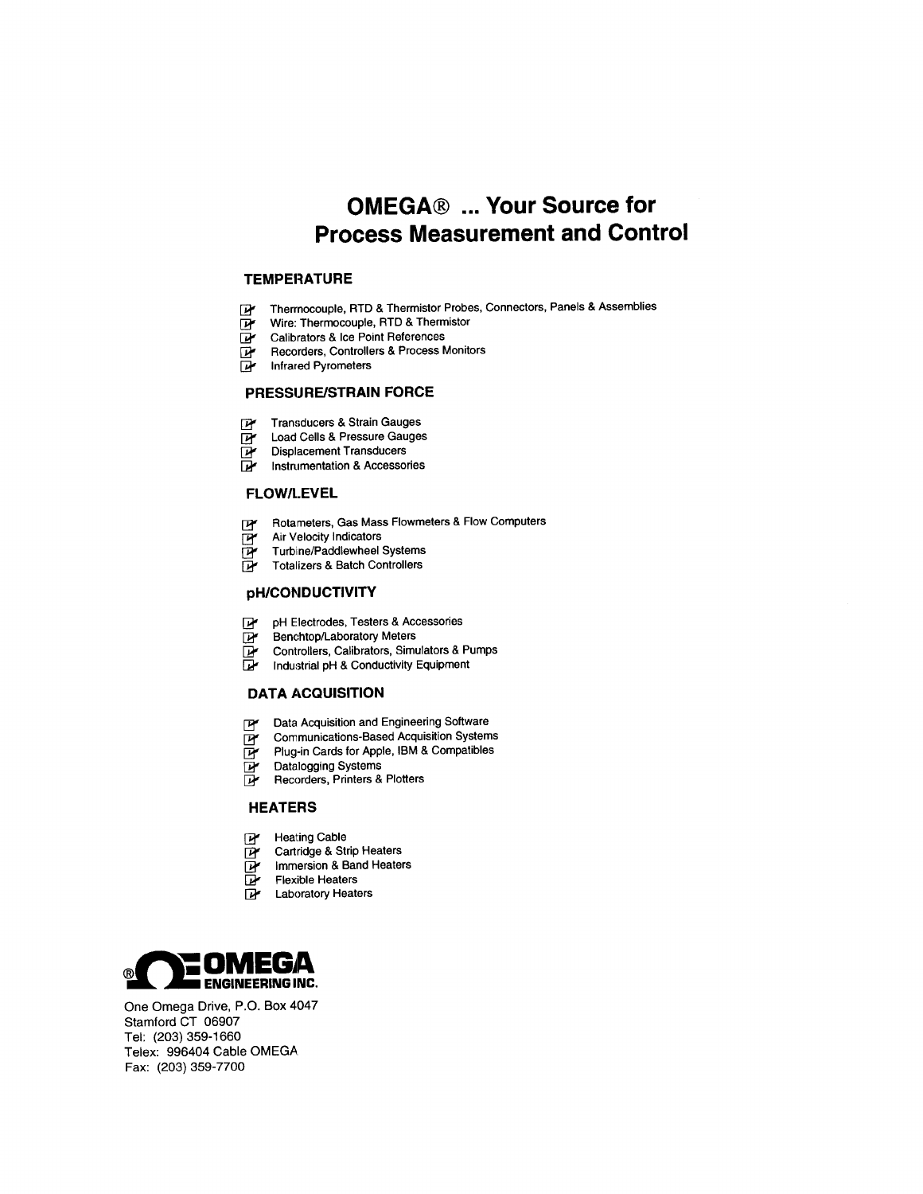# OMEGA® ... Your Source for Process Measurement and Control

## TEMPERATURE

- Thermocouple, RTD & Thermistor Probes, Connectors, Panels & Assemblies
- Wire: Thermocouple, RTD & Thermistor
- Calibrators & Ice Point References
- Recorders, Controllers & Process Monitors
- Infrared Pyrometers

## PRESSURE/STRAIN FORCE

- Transducers & Strain Gauges
- Load Cells & Pressure Gauges
- Displacement Transducers
- Instrumentation & Accessories

## FLOW/LEVEL

- Rotameters, Gas Mass Flowmeters & Flow Computers
- Air Velocity Indicators
- Turbine/Paddlewheel Systems
- Totalizers & Batch Controllers

## pH/CONDUCTIVITY

- pH Electrodes, Testers & Accessories
- Benchtop/Laboratory Meters
- Controllers, Calibrators, Simulators & Pumps
- Industrial pH & Conductivity Equipment

## DATA ACQUISITION

- Data Acquisition and Engineering Software
- Communications-Based Acquisition Systems
- Plug-in Cards for Apple, IBM & Compatibles
- Datalogging Systems
- Recorders, Printers & Plotters

## HEATERS

- Heating Cable
- Cartridge & Strip Heaters
- Immersion & Band Heaters
- Flexible Heaters
- Laboratory Heaters

**® OMEGA ENGINEERING INC.**

One Omega Drive, P.O. Box 4047
Stamford CT 06907
Tel: (203) 359-1660
Telex: 996404 Cable OMEGA
Fax: (203) 359-7700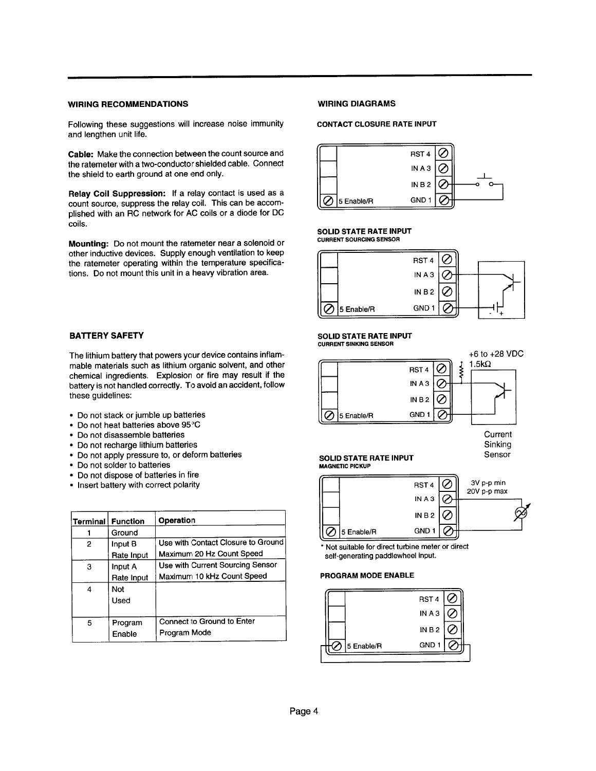## WIRING RECOMMENDATIONS

Following these suggestions will increase noise immunity and lengthen unit life.

**Cable:** Make the connection between the count source and the ratemeter with a two-conductor shielded cable. Connect the shield to earth ground at one end only.

**Relay Coil Suppression:** If a relay contact is used as a count source, suppress the relay coil. This can be accomplished with an RC network for AC coils or a diode for DC coils.

**Mounting:** Do not mount the ratemeter near a solenoid or other inductive devices. Supply enough ventilation to keep the ratemeter operating within the temperature specifications. Do not mount this unit in a heavy vibration area.

## BATTERY SAFETY

The lithium battery that powers your device contains inflammable materials such as lithium organic solvent, and other chemical ingredients. Explosion or fire may result if the battery is not handled correctly. To avoid an accident, follow these guidelines:

- Do not stack or jumble up batteries
- Do not heat batteries above 95°C
- Do not disassemble batteries
- Do not recharge lithium batteries
- Do not apply pressure to, or deform batteries
- Do not solder to batteries
- Do not dispose of batteries in fire
- Insert battery with correct polarity

| Terminal | Function | Operation |
|---|---|---|
| 1 | Ground | |
| 2 | Input B Rate Input | Use with Contact Closure to Ground Maximum 20 Hz Count Speed |
| 3 | Input A Rate Input | Use with Current Sourcing Sensor Maximum 10 kHz Count Speed |
| 4 | Not Used | |
| 5 | Program Enable | Connect to Ground to Enter Program Mode |

## WIRING DIAGRAMS

### CONTACT CLOSURE RATE INPUT

RST 4, IN A 3, IN B 2, 5 Enable/R, GND 1

### SOLID STATE RATE INPUT
CURRENT SOURCING SENSOR

RST 4, IN A 3, IN B 2, 5 Enable/R, GND 1

### SOLID STATE RATE INPUT
CURRENT SINKING SENSOR

+6 to +28 VDC
1.5kΩ

RST 4, IN A 3, IN B 2, 5 Enable/R, GND 1

Current Sinking Sensor

### SOLID STATE RATE INPUT
MAGNETIC PICKUP

3V p-p min
20V p-p max

RST 4, IN A 3, IN B 2, 5 Enable/R, GND 1

* Not suitable for direct turbine meter or direct self-generating paddlewheel input.

### PROGRAM MODE ENABLE

RST 4, IN A 3, IN B 2, 5 Enable/R, GND 1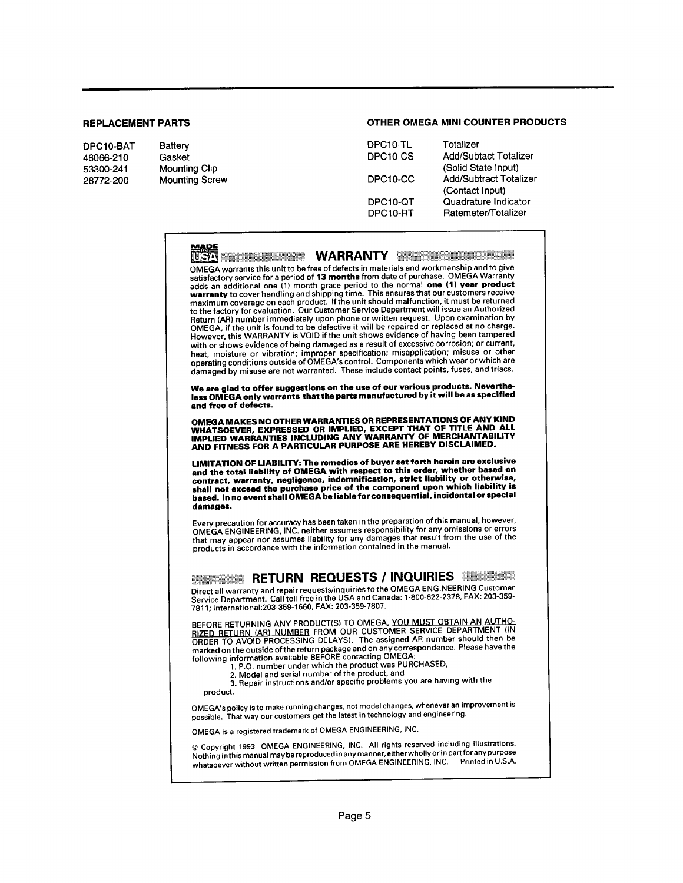## REPLACEMENT PARTS

| | |
|---|---|
| DPC10-BAT | Battery |
| 46066-210 | Gasket |
| 53300-241 | Mounting Clip |
| 28772-200 | Mounting Screw |

## OTHER OMEGA MINI COUNTER PRODUCTS

| | |
|---|---|
| DPC10-TL | Totalizer |
| DPC10-CS | Add/Subtract Totalizer (Solid State Input) |
| DPC10-CC | Add/Subtract Totalizer (Contact Input) |
| DPC10-QT | Quadrature Indicator |
| DPC10-RT | Ratemeter/Totalizer |

MADE IN USA

## WARRANTY

OMEGA warrants this unit to be free of defects in materials and workmanship and to give satisfactory service for a period of **13 months** from date of purchase. OMEGA Warranty adds an additional one (1) month grace period to the normal **one (1) year product warranty** to cover handling and shipping time. This ensures that our customers receive maximum coverage on each product. If the unit should malfunction, it must be returned to the factory for evaluation. Our Customer Service Department will issue an Authorized Return (AR) number immediately upon phone or written request. Upon examination by OMEGA, if the unit is found to be defective it will be repaired or replaced at no charge. However, this WARRANTY is VOID if the unit shows evidence of having been tampered with or shows evidence of being damaged as a result of excessive corrosion; or current, heat, moisture or vibration; improper specification; misapplication; misuse or other operating conditions outside of OMEGA's control. Components which wear or which are damaged by misuse are not warranted. These include contact points, fuses, and triacs.

**We are glad to offer suggestions on the use of our various products. Nevertheless OMEGA only warrants that the parts manufactured by it will be as specified and free of defects.**

**OMEGA MAKES NO OTHER WARRANTIES OR REPRESENTATIONS OF ANY KIND WHATSOEVER, EXPRESSED OR IMPLIED, EXCEPT THAT OF TITLE AND ALL IMPLIED WARRANTIES INCLUDING ANY WARRANTY OF MERCHANTABILITY AND FITNESS FOR A PARTICULAR PURPOSE ARE HEREBY DISCLAIMED.**

**LIMITATION OF LIABILITY: The remedies of buyer set forth herein are exclusive and the total liability of OMEGA with respect to this order, whether based on contract, warranty, negligence, indemnification, strict liability or otherwise, shall not exceed the purchase price of the component upon which liability is based. In no event shall OMEGA be liable for consequential, incidental or special damages.**

Every precaution for accuracy has been taken in the preparation of this manual, however, OMEGA ENGINEERING, INC. neither assumes responsibility for any omissions or errors that may appear nor assumes liability for any damages that result from the use of the products in accordance with the information contained in the manual.

## RETURN REQUESTS / INQUIRIES

Direct all warranty and repair requests/inquiries to the OMEGA ENGINEERING Customer Service Department. Call toll free in the USA and Canada: 1-800-622-2378, FAX: 203-359-7811; International:203-359-1660, FAX: 203-359-7807.

BEFORE RETURNING ANY PRODUCT(S) TO OMEGA, <u>YOU MUST OBTAIN AN AUTHORIZED RETURN (AR) NUMBER</u> FROM OUR CUSTOMER SERVICE DEPARTMENT (IN ORDER TO AVOID PROCESSING DELAYS). The assigned AR number should then be marked on the outside of the return package and on any correspondence. Please have the following information available BEFORE contacting OMEGA:

1. P.O. number under which the product was PURCHASED,
2. Model and serial number of the product, and
3. Repair instructions and/or specific problems you are having with the product.

OMEGA's policy is to make running changes, not model changes, whenever an improvement is possible. That way our customers get the latest in technology and engineering.

OMEGA is a registered trademark of OMEGA ENGINEERING, INC.

© Copyright 1993 OMEGA ENGINEERING, INC. All rights reserved including illustrations. Nothing in this manual may be reproduced in any manner, either wholly or in part for any purpose whatsoever without written permission from OMEGA ENGINEERING, INC. Printed in U.S.A.